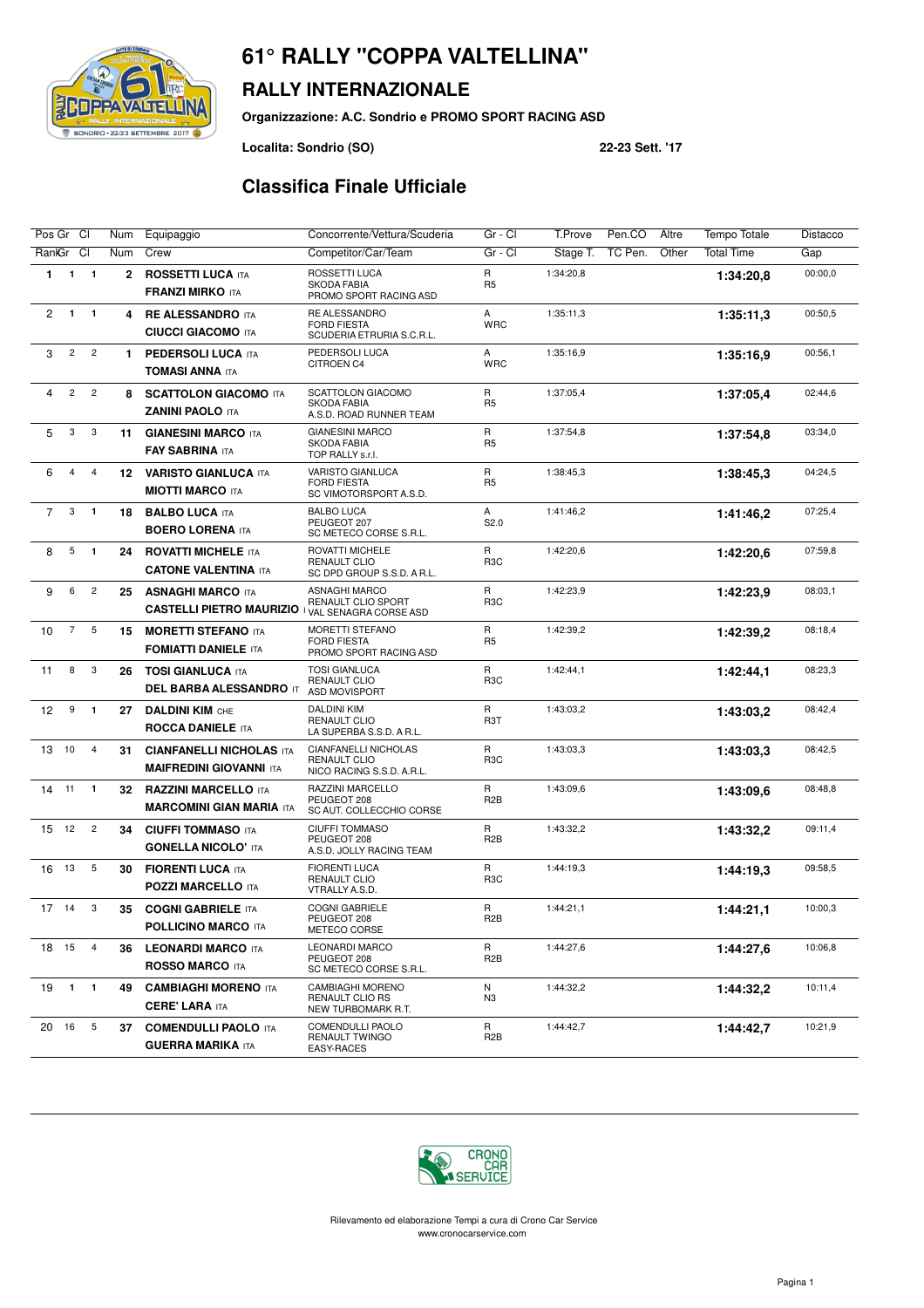# 61° RALLY "COPPA VALTELLINA"

## RALLY INTERNAZIONALE

**Organizzazione: A.C. Sondrio e PROMO SPORT RACING ASD**

**Localita: Sondrio (SO)** **22-23 Sett. '17**

## Classifica Finale Ufficiale

| Pos | Gr | Cl | Num | Equipaggio | Concorrente/Vettura/Scuderia | Gr - Cl | T.Prove | Pen.CO | Altre | Tempo Totale | Distacco |
|---|---|---|---|---|---|---|---|---|---|---|---|
| Rank | Gr | Cl | Num | Crew | Competitor/Car/Team | Gr - Cl | Stage T. | TC Pen. | Other | Total Time | Gap |
| 1 | 1 | 1 | 2 | **ROSSETTI LUCA** ITA **FRANZI MIRKO** ITA | ROSSETTI LUCA SKODA FABIA PROMO SPORT RACING ASD | R R5 | 1:34:20,8 | | | **1:34:20,8** | 00:00,0 |
| 2 | 1 | 1 | 4 | **RE ALESSANDRO** ITA **CIUCCI GIACOMO** ITA | RE ALESSANDRO FORD FIESTA SCUDERIA ETRURIA S.C.R.L. | A WRC | 1:35:11,3 | | | **1:35:11,3** | 00:50,5 |
| 3 | 2 | 2 | 1 | **PEDERSOLI LUCA** ITA **TOMASI ANNA** ITA | PEDERSOLI LUCA CITROEN C4 | A WRC | 1:35:16,9 | | | **1:35:16,9** | 00:56,1 |
| 4 | 2 | 2 | 8 | **SCATTOLON GIACOMO** ITA **ZANINI PAOLO** ITA | SCATTOLON GIACOMO SKODA FABIA A.S.D. ROAD RUNNER TEAM | R R5 | 1:37:05,4 | | | **1:37:05,4** | 02:44,6 |
| 5 | 3 | 3 | 11 | **GIANESINI MARCO** ITA **FAY SABRINA** ITA | GIANESINI MARCO SKODA FABIA TOP RALLY s.r.l. | R R5 | 1:37:54,8 | | | **1:37:54,8** | 03:34,0 |
| 6 | 4 | 4 | 12 | **VARISTO GIANLUCA** ITA **MIOTTI MARCO** ITA | VARISTO GIANLUCA FORD FIESTA SC VIMOTORSPORT A.S.D. | R R5 | 1:38:45,3 | | | **1:38:45,3** | 04:24,5 |
| 7 | 3 | 1 | 18 | **BALBO LUCA** ITA **BOERO LORENA** ITA | BALBO LUCA PEUGEOT 207 SC METECO CORSE S.R.L. | A S2.0 | 1:41:46,2 | | | **1:41:46,2** | 07:25,4 |
| 8 | 5 | 1 | 24 | **ROVATTI MICHELE** ITA **CATONE VALENTINA** ITA | ROVATTI MICHELE RENAULT CLIO SC DPD GROUP S.S.D. A R.L. | R R3C | 1:42:20,6 | | | **1:42:20,6** | 07:59,8 |
| 9 | 6 | 2 | 25 | **ASNAGHI MARCO** ITA **CASTELLI PIETRO MAURIZIO** | ASNAGHI MARCO RENAULT CLIO SPORT VAL SENAGRA CORSE ASD | R R3C | 1:42:23,9 | | | **1:42:23,9** | 08:03,1 |
| 10 | 7 | 5 | 15 | **MORETTI STEFANO** ITA **FOMIATTI DANIELE** ITA | MORETTI STEFANO FORD FIESTA PROMO SPORT RACING ASD | R R5 | 1:42:39,2 | | | **1:42:39,2** | 08:18,4 |
| 11 | 8 | 3 | 26 | **TOSI GIANLUCA** ITA **DEL BARBA ALESSANDRO** IT | TOSI GIANLUCA RENAULT CLIO ASD MOVISPORT | R R3C | 1:42:44,1 | | | **1:42:44,1** | 08:23,3 |
| 12 | 9 | 1 | 27 | **DALDINI KIM** CHE **ROCCA DANIELE** ITA | DALDINI KIM RENAULT CLIO LA SUPERBA S.S.D. A R.L. | R R3T | 1:43:03,2 | | | **1:43:03,2** | 08:42,4 |
| 13 | 10 | 4 | 31 | **CIANFANELLI NICHOLAS** ITA **MAIFREDINI GIOVANNI** ITA | CIANFANELLI NICHOLAS RENAULT CLIO NICO RACING S.S.D. A.R.L. | R R3C | 1:43:03,3 | | | **1:43:03,3** | 08:42,5 |
| 14 | 11 | 1 | 32 | **RAZZINI MARCELLO** ITA **MARCOMINI GIAN MARIA** ITA | RAZZINI MARCELLO PEUGEOT 208 SC AUT. COLLECCHIO CORSE | R R2B | 1:43:09,6 | | | **1:43:09,6** | 08:48,8 |
| 15 | 12 | 2 | 34 | **CIUFFI TOMMASO** ITA **GONELLA NICOLO'** ITA | CIUFFI TOMMASO PEUGEOT 208 A.S.D. JOLLY RACING TEAM | R R2B | 1:43:32,2 | | | **1:43:32,2** | 09:11,4 |
| 16 | 13 | 5 | 30 | **FIORENTI LUCA** ITA **POZZI MARCELLO** ITA | FIORENTI LUCA RENAULT CLIO VTRALLY A.S.D. | R R3C | 1:44:19,3 | | | **1:44:19,3** | 09:58,5 |
| 17 | 14 | 3 | 35 | **COGNI GABRIELE** ITA **POLLICINO MARCO** ITA | COGNI GABRIELE PEUGEOT 208 METECO CORSE | R R2B | 1:44:21,1 | | | **1:44:21,1** | 10:00,3 |
| 18 | 15 | 4 | 36 | **LEONARDI MARCO** ITA **ROSSO MARCO** ITA | LEONARDI MARCO PEUGEOT 208 SC METECO CORSE S.R.L. | R R2B | 1:44:27,6 | | | **1:44:27,6** | 10:06,8 |
| 19 | 1 | 1 | 49 | **CAMBIAGHI MORENO** ITA **CERE' LARA** ITA | CAMBIAGHI MORENO RENAULT CLIO RS NEW TURBOMARK R.T. | N N3 | 1:44:32,2 | | | **1:44:32,2** | 10:11,4 |
| 20 | 16 | 5 | 37 | **COMENDULLI PAOLO** ITA **GUERRA MARIKA** ITA | COMENDULLI PAOLO RENAULT TWINGO EASY-RACES | R R2B | 1:44:42,7 | | | **1:44:42,7** | 10:21,9 |

Rilevamento ed elaborazione Tempi a cura di Crono Car Service
www.cronocarservice.com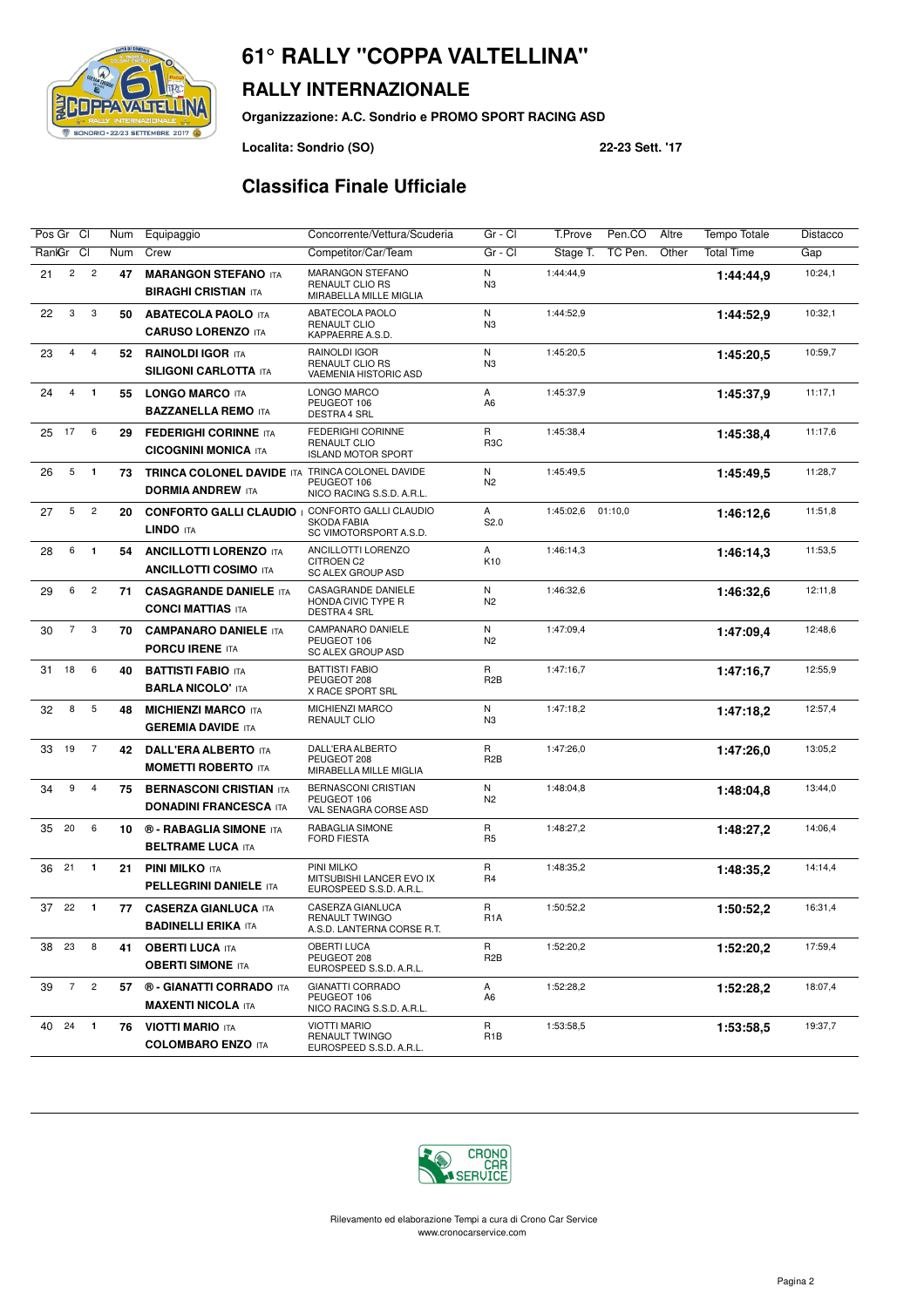# 61° RALLY "COPPA VALTELLINA"

## RALLY INTERNAZIONALE

**Organizzazione: A.C. Sondrio e PROMO SPORT RACING ASD**

**Localita: Sondrio (SO)** **22-23 Sett. '17**

## Classifica Finale Ufficiale

| Pos | Gr | Cl | Num | Equipaggio | Concorrente/Vettura/Scuderia | Gr - Cl | T.Prove | Pen.CO | Altre | Tempo Totale | Distacco |
|---|---|---|---|---|---|---|---|---|---|---|---|
| Rank | Gr | Cl | Num | Crew | Competitor/Car/Team | Gr - Cl | Stage T. | TC Pen. | Other | Total Time | Gap |
| 21 | 2 | 2 | 47 | **MARANGON STEFANO** ITA<br>**BIRAGHI CRISTIAN** ITA | MARANGON STEFANO<br>RENAULT CLIO RS<br>MIRABELLA MILLE MIGLIA | N<br>N3 | 1:44:44,9 | | | **1:44:44,9** | 10:24,1 |
| 22 | 3 | 3 | 50 | **ABATECOLA PAOLO** ITA<br>**CARUSO LORENZO** ITA | ABATECOLA PAOLO<br>RENAULT CLIO<br>KAPPAERRE A.S.D. | N<br>N3 | 1:44:52,9 | | | **1:44:52,9** | 10:32,1 |
| 23 | 4 | 4 | 52 | **RAINOLDI IGOR** ITA<br>**SILIGONI CARLOTTA** ITA | RAINOLDI IGOR<br>RENAULT CLIO RS<br>VAEMENIA HISTORIC ASD | N<br>N3 | 1:45:20,5 | | | **1:45:20,5** | 10:59,7 |
| 24 | 4 | 1 | 55 | **LONGO MARCO** ITA<br>**BAZZANELLA REMO** ITA | LONGO MARCO<br>PEUGEOT 106<br>DESTRA 4 SRL | A<br>A6 | 1:45:37,9 | | | **1:45:37,9** | 11:17,1 |
| 25 | 17 | 6 | 29 | **FEDERIGHI CORINNE** ITA<br>**CICOGNINI MONICA** ITA | FEDERIGHI CORINNE<br>RENAULT CLIO<br>ISLAND MOTOR SPORT | R<br>R3C | 1:45:38,4 | | | **1:45:38,4** | 11:17,6 |
| 26 | 5 | 1 | 73 | **TRINCA COLONEL DAVIDE** ITA<br>**DORMIA ANDREW** ITA | TRINCA COLONEL DAVIDE<br>PEUGEOT 106<br>NICO RACING S.S.D. A.R.L. | N<br>N2 | 1:45:49,5 | | | **1:45:49,5** | 11:28,7 |
| 27 | 5 | 2 | 20 | **CONFORTO GALLI CLAUDIO** I<br>**LINDO** ITA | CONFORTO GALLI CLAUDIO<br>SKODA FABIA<br>SC VIMOTORSPORT A.S.D. | A<br>S2.0 | 1:45:02,6 | 01:10,0 | | **1:46:12,6** | 11:51,8 |
| 28 | 6 | 1 | 54 | **ANCILLOTTI LORENZO** ITA<br>**ANCILLOTTI COSIMO** ITA | ANCILLOTTI LORENZO<br>CITROEN C2<br>SC ALEX GROUP ASD | A<br>K10 | 1:46:14,3 | | | **1:46:14,3** | 11:53,5 |
| 29 | 6 | 2 | 71 | **CASAGRANDE DANIELE** ITA<br>**CONCI MATTIAS** ITA | CASAGRANDE DANIELE<br>HONDA CIVIC TYPE R<br>DESTRA 4 SRL | N<br>N2 | 1:46:32,6 | | | **1:46:32,6** | 12:11,8 |
| 30 | 7 | 3 | 70 | **CAMPANARO DANIELE** ITA<br>**PORCU IRENE** ITA | CAMPANARO DANIELE<br>PEUGEOT 106<br>SC ALEX GROUP ASD | N<br>N2 | 1:47:09,4 | | | **1:47:09,4** | 12:48,6 |
| 31 | 18 | 6 | 40 | **BATTISTI FABIO** ITA<br>**BARLA NICOLO'** ITA | BATTISTI FABIO<br>PEUGEOT 208<br>X RACE SPORT SRL | R<br>R2B | 1:47:16,7 | | | **1:47:16,7** | 12:55,9 |
| 32 | 8 | 5 | 48 | **MICHIENZI MARCO** ITA<br>**GEREMIA DAVIDE** ITA | MICHIENZI MARCO<br>RENAULT CLIO | N<br>N3 | 1:47:18,2 | | | **1:47:18,2** | 12:57,4 |
| 33 | 19 | 7 | 42 | **DALL'ERA ALBERTO** ITA<br>**MOMETTI ROBERTO** ITA | DALL'ERA ALBERTO<br>PEUGEOT 208<br>MIRABELLA MILLE MIGLIA | R<br>R2B | 1:47:26,0 | | | **1:47:26,0** | 13:05,2 |
| 34 | 9 | 4 | 75 | **BERNASCONI CRISTIAN** ITA<br>**DONADINI FRANCESCA** ITA | BERNASCONI CRISTIAN<br>PEUGEOT 106<br>VAL SENAGRA CORSE ASD | N<br>N2 | 1:48:04,8 | | | **1:48:04,8** | 13:44,0 |
| 35 | 20 | 6 | 10 | **® - RABAGLIA SIMONE** ITA<br>**BELTRAME LUCA** ITA | RABAGLIA SIMONE<br>FORD FIESTA | R<br>R5 | 1:48:27,2 | | | **1:48:27,2** | 14:06,4 |
| 36 | 21 | 1 | 21 | **PINI MILKO** ITA<br>**PELLEGRINI DANIELE** ITA | PINI MILKO<br>MITSUBISHI LANCER EVO IX<br>EUROSPEED S.S.D. A.R.L. | R<br>R4 | 1:48:35,2 | | | **1:48:35,2** | 14:14,4 |
| 37 | 22 | 1 | 77 | **CASERZA GIANLUCA** ITA<br>**BADINELLI ERIKA** ITA | CASERZA GIANLUCA<br>RENAULT TWINGO<br>A.S.D. LANTERNA CORSE R.T. | R<br>R1A | 1:50:52,2 | | | **1:50:52,2** | 16:31,4 |
| 38 | 23 | 8 | 41 | **OBERTI LUCA** ITA<br>**OBERTI SIMONE** ITA | OBERTI LUCA<br>PEUGEOT 208<br>EUROSPEED S.S.D. A.R.L. | R<br>R2B | 1:52:20,2 | | | **1:52:20,2** | 17:59,4 |
| 39 | 7 | 2 | 57 | **® - GIANATTI CORRADO** ITA<br>**MAXENTI NICOLA** ITA | GIANATTI CORRADO<br>PEUGEOT 106<br>NICO RACING S.S.D. A.R.L. | A<br>A6 | 1:52:28,2 | | | **1:52:28,2** | 18:07,4 |
| 40 | 24 | 1 | 76 | **VIOTTI MARIO** ITA<br>**COLOMBARO ENZO** ITA | VIOTTI MARIO<br>RENAULT TWINGO<br>EUROSPEED S.S.D. A.R.L. | R<br>R1B | 1:53:58,5 | | | **1:53:58,5** | 19:37,7 |

Rilevamento ed elaborazione Tempi a cura di Crono Car Service
www.cronocarservice.com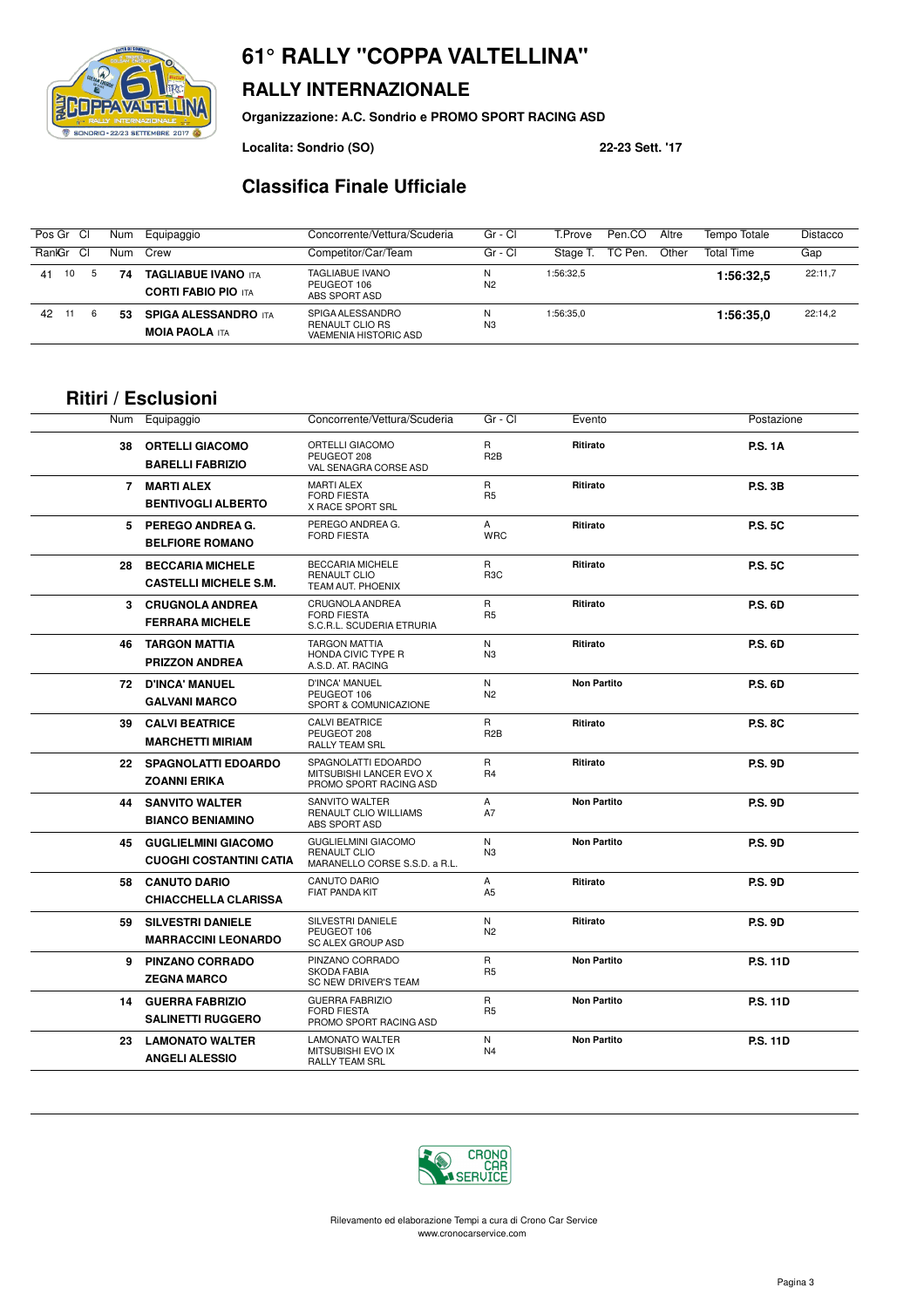# 61° RALLY "COPPA VALTELLINA"

## RALLY INTERNAZIONALE

**Organizzazione: A.C. Sondrio e PROMO SPORT RACING ASD**

**Localita: Sondrio (SO)** **22-23 Sett. '17**

## Classifica Finale Ufficiale

| Pos | Gr | Cl | Num | Equipaggio | Concorrente/Vettura/Scuderia | Gr - Cl | T.Prove | Pen.CO | Altre | Tempo Totale | Distacco |
|---|---|---|---|---|---|---|---|---|---|---|---|
| Rank | Gr | Cl | Num | Crew | Competitor/Car/Team | Gr - Cl | Stage T. | TC Pen. | Other | Total Time | Gap |
| 41 | 10 | 5 | 74 | **TAGLIABUE IVANO** ITA<br>**CORTI FABIO PIO** ITA | TAGLIABUE IVANO<br>PEUGEOT 106<br>ABS SPORT ASD | N<br>N2 | 1:56:32,5 | | | **1:56:32,5** | 22:11,7 |
| 42 | 11 | 6 | 53 | **SPIGA ALESSANDRO** ITA<br>**MOIA PAOLA** ITA | SPIGA ALESSANDRO<br>RENAULT CLIO RS<br>VAEMENIA HISTORIC ASD | N<br>N3 | 1:56:35,0 | | | **1:56:35,0** | 22:14,2 |

## Ritiri / Esclusioni

| Num | Equipaggio | Concorrente/Vettura/Scuderia | Gr - Cl | Evento | Postazione |
|---|---|---|---|---|---|
| 38 | **ORTELLI GIACOMO**<br>**BARELLI FABRIZIO** | ORTELLI GIACOMO<br>PEUGEOT 208<br>VAL SENAGRA CORSE ASD | R<br>R2B | **Ritirato** | **P.S. 1A** |
| 7 | **MARTI ALEX**<br>**BENTIVOGLI ALBERTO** | MARTI ALEX<br>FORD FIESTA<br>X RACE SPORT SRL | R<br>R5 | **Ritirato** | **P.S. 3B** |
| 5 | **PEREGO ANDREA G.**<br>**BELFIORE ROMANO** | PEREGO ANDREA G.<br>FORD FIESTA | A<br>WRC | **Ritirato** | **P.S. 5C** |
| 28 | **BECCARIA MICHELE**<br>**CASTELLI MICHELE S.M.** | BECCARIA MICHELE<br>RENAULT CLIO<br>TEAM AUT. PHOENIX | R<br>R3C | **Ritirato** | **P.S. 5C** |
| 3 | **CRUGNOLA ANDREA**<br>**FERRARA MICHELE** | CRUGNOLA ANDREA<br>FORD FIESTA<br>S.C.R.L. SCUDERIA ETRURIA | R<br>R5 | **Ritirato** | **P.S. 6D** |
| 46 | **TARGON MATTIA**<br>**PRIZZON ANDREA** | TARGON MATTIA<br>HONDA CIVIC TYPE R<br>A.S.D. AT. RACING | N<br>N3 | **Ritirato** | **P.S. 6D** |
| 72 | **D'INCA' MANUEL**<br>**GALVANI MARCO** | D'INCA' MANUEL<br>PEUGEOT 106<br>SPORT & COMUNICAZIONE | N<br>N2 | **Non Partito** | **P.S. 6D** |
| 39 | **CALVI BEATRICE**<br>**MARCHETTI MIRIAM** | CALVI BEATRICE<br>PEUGEOT 208<br>RALLY TEAM SRL | R<br>R2B | **Ritirato** | **P.S. 8C** |
| 22 | **SPAGNOLATTI EDOARDO**<br>**ZOANNI ERIKA** | SPAGNOLATTI EDOARDO<br>MITSUBISHI LANCER EVO X<br>PROMO SPORT RACING ASD | R<br>R4 | **Ritirato** | **P.S. 9D** |
| 44 | **SANVITO WALTER**<br>**BIANCO BENIAMINO** | SANVITO WALTER<br>RENAULT CLIO WILLIAMS<br>ABS SPORT ASD | A<br>A7 | **Non Partito** | **P.S. 9D** |
| 45 | **GUGLIELMINI GIACOMO**<br>**CUOGHI COSTANTINI CATIA** | GUGLIELMINI GIACOMO<br>RENAULT CLIO<br>MARANELLO CORSE S.S.D. a R.L. | N<br>N3 | **Non Partito** | **P.S. 9D** |
| 58 | **CANUTO DARIO**<br>**CHIACCHELLA CLARISSA** | CANUTO DARIO<br>FIAT PANDA KIT | A<br>A5 | **Ritirato** | **P.S. 9D** |
| 59 | **SILVESTRI DANIELE**<br>**MARRACCINI LEONARDO** | SILVESTRI DANIELE<br>PEUGEOT 106<br>SC ALEX GROUP ASD | N<br>N2 | **Ritirato** | **P.S. 9D** |
| 9 | **PINZANO CORRADO**<br>**ZEGNA MARCO** | PINZANO CORRADO<br>SKODA FABIA<br>SC NEW DRIVER'S TEAM | R<br>R5 | **Non Partito** | **P.S. 11D** |
| 14 | **GUERRA FABRIZIO**<br>**SALINETTI RUGGERO** | GUERRA FABRIZIO<br>FORD FIESTA<br>PROMO SPORT RACING ASD | R<br>R5 | **Non Partito** | **P.S. 11D** |
| 23 | **LAMONATO WALTER**<br>**ANGELI ALESSIO** | LAMONATO WALTER<br>MITSUBISHI EVO IX<br>RALLY TEAM SRL | N<br>N4 | **Non Partito** | **P.S. 11D** |

Rilevamento ed elaborazione Tempi a cura di Crono Car Service
www.cronocarservice.com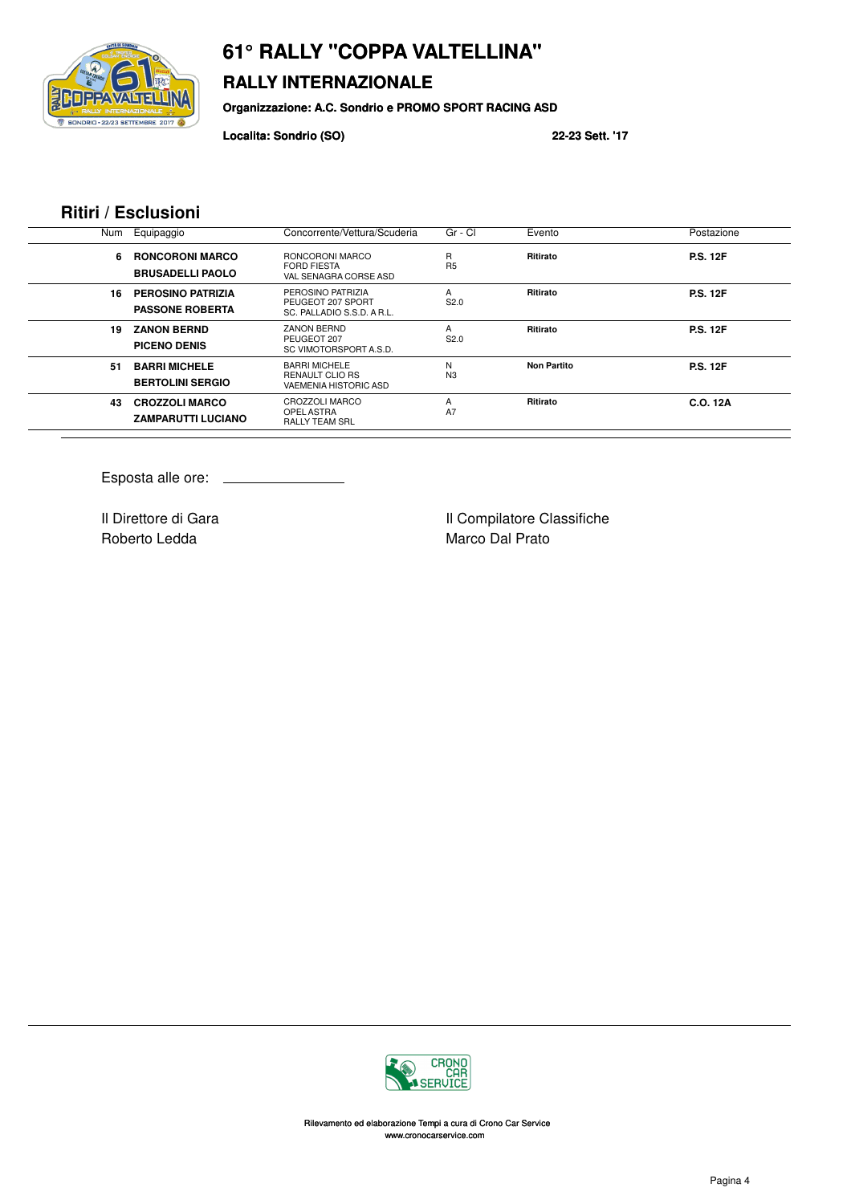# 61° RALLY "COPPA VALTELLINA"

## RALLY INTERNAZIONALE

**Organizzazione: A.C. Sondrio e PROMO SPORT RACING ASD**

**Località: Sondrio (SO)** **22-23 Sett. '17**

## Ritiri / Esclusioni

| Num | Equipaggio | Concorrente/Vettura/Scuderia | Gr - Cl | Evento | Postazione |
|---|---|---|---|---|---|
| **6** | **RONCORONI MARCO**<br>**BRUSADELLI PAOLO** | RONCORONI MARCO<br>FORD FIESTA<br>VAL SENAGRA CORSE ASD | R<br>R5 | **Ritirato** | **P.S. 12F** |
| **16** | **PEROSINO PATRIZIA**<br>**PASSONE ROBERTA** | PEROSINO PATRIZIA<br>PEUGEOT 207 SPORT<br>SC. PALLADIO S.S.D. A R.L. | A<br>S2.0 | **Ritirato** | **P.S. 12F** |
| **19** | **ZANON BERND**<br>**PICENO DENIS** | ZANON BERND<br>PEUGEOT 207<br>SC VIMOTORSPORT A.S.D. | A<br>S2.0 | **Ritirato** | **P.S. 12F** |
| **51** | **BARRI MICHELE**<br>**BERTOLINI SERGIO** | BARRI MICHELE<br>RENAULT CLIO RS<br>VAEMENIA HISTORIC ASD | N<br>N3 | **Non Partito** | **P.S. 12F** |
| **43** | **CROZZOLI MARCO**<br>**ZAMPARUTTI LUCIANO** | CROZZOLI MARCO<br>OPEL ASTRA<br>RALLY TEAM SRL | A<br>A7 | **Ritirato** | **C.O. 12A** |

Esposta alle ore: ________________

Il Direttore di Gara
Roberto Ledda

Il Compilatore Classifiche
Marco Dal Prato

Rilevamento ed elaborazione Tempi a cura di Crono Car Service
www.cronocarservice.com